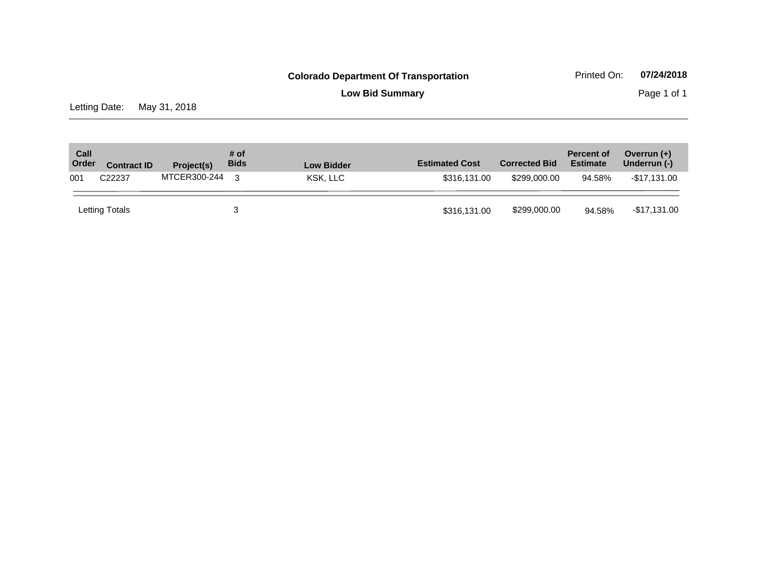**Colorado Department Of Transportation**

**Low Bid Summary**

Printed On: **07/24/2018**

Letting Date: May 31, 2018

| Call Order | Contract ID | Project(s) | # of Bids | Low Bidder | Estimated Cost | Corrected Bid | Percent of Estimate | Overrun (+) Underrun (-) |
|---|---|---|---|---|---|---|---|---|
| 001 | C22237 | MTCER300-244 | 3 | KSK, LLC | $316,131.00 | $299,000.00 | 94.58% | -$17,131.00 |
| Letting Totals | | | 3 | | $316,131.00 | $299,000.00 | 94.58% | -$17,131.00 |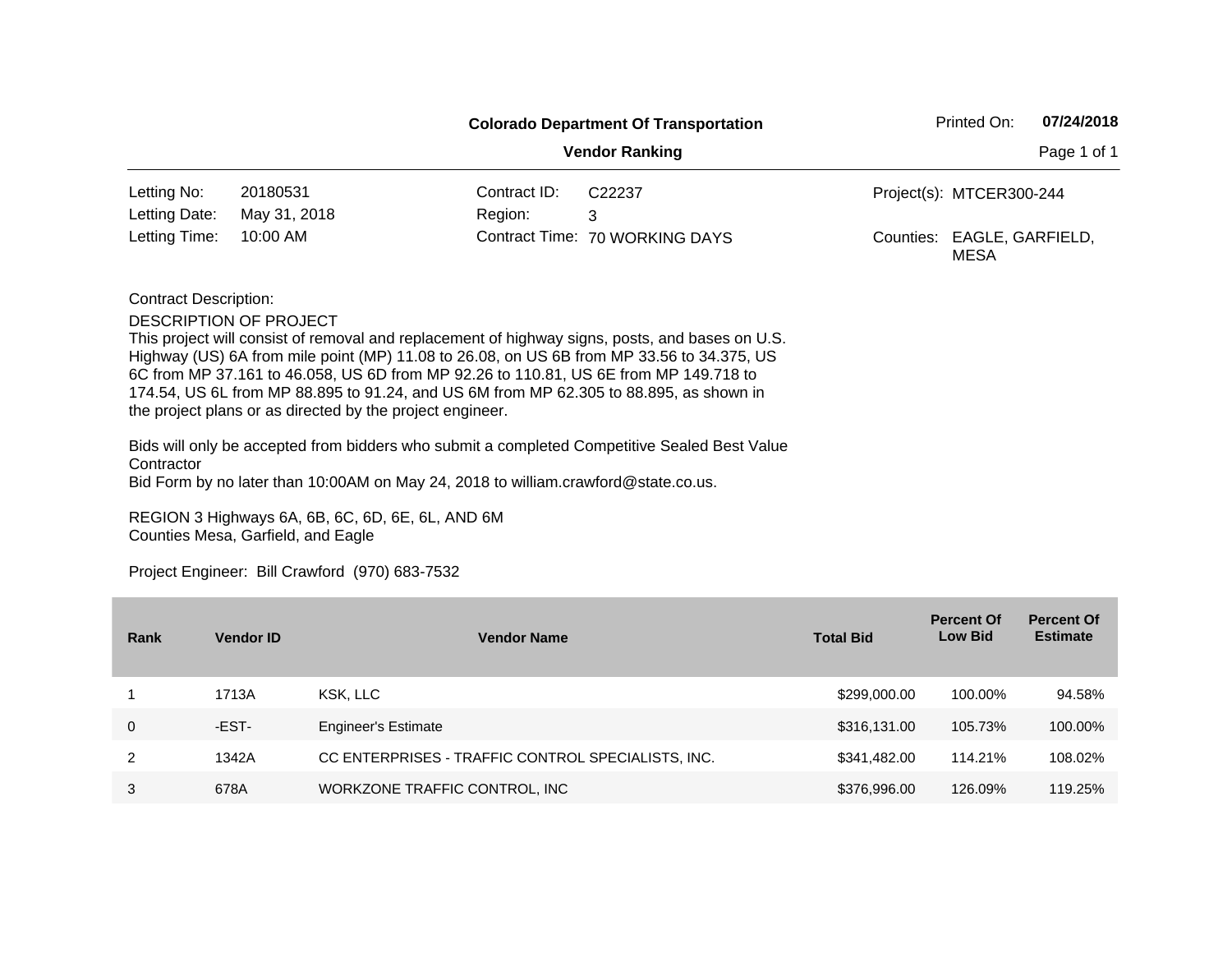# Colorado Department Of Transportation

## Vendor Ranking

Printed On: **07/24/2018**

| | | | | | |
|---|---|---|---|---|---|
| Letting No: | 20180531 | Contract ID: | C22237 | Project(s): | MTCER300-244 |
| Letting Date: | May 31, 2018 | Region: | 3 | | |
| Letting Time: | 10:00 AM | Contract Time: | 70 WORKING DAYS | Counties: | EAGLE, GARFIELD, MESA |

Contract Description:

DESCRIPTION OF PROJECT
This project will consist of removal and replacement of highway signs, posts, and bases on U.S. Highway (US) 6A from mile point (MP) 11.08 to 26.08, on US 6B from MP 33.56 to 34.375, US 6C from MP 37.161 to 46.058, US 6D from MP 92.26 to 110.81, US 6E from MP 149.718 to 174.54, US 6L from MP 88.895 to 91.24, and US 6M from MP 62.305 to 88.895, as shown in the project plans or as directed by the project engineer.

Bids will only be accepted from bidders who submit a completed Competitive Sealed Best Value Contractor
Bid Form by no later than 10:00AM on May 24, 2018 to william.crawford@state.co.us.

REGION 3 Highways 6A, 6B, 6C, 6D, 6E, 6L, AND 6M
Counties Mesa, Garfield, and Eagle

Project Engineer: Bill Crawford (970) 683-7532

| Rank | Vendor ID | Vendor Name | Total Bid | Percent Of Low Bid | Percent Of Estimate |
|---|---|---|---|---|---|
| 1 | 1713A | KSK, LLC | $299,000.00 | 100.00% | 94.58% |
| 0 | -EST- | Engineer's Estimate | $316,131.00 | 105.73% | 100.00% |
| 2 | 1342A | CC ENTERPRISES - TRAFFIC CONTROL SPECIALISTS, INC. | $341,482.00 | 114.21% | 108.02% |
| 3 | 678A | WORKZONE TRAFFIC CONTROL, INC | $376,996.00 | 126.09% | 119.25% |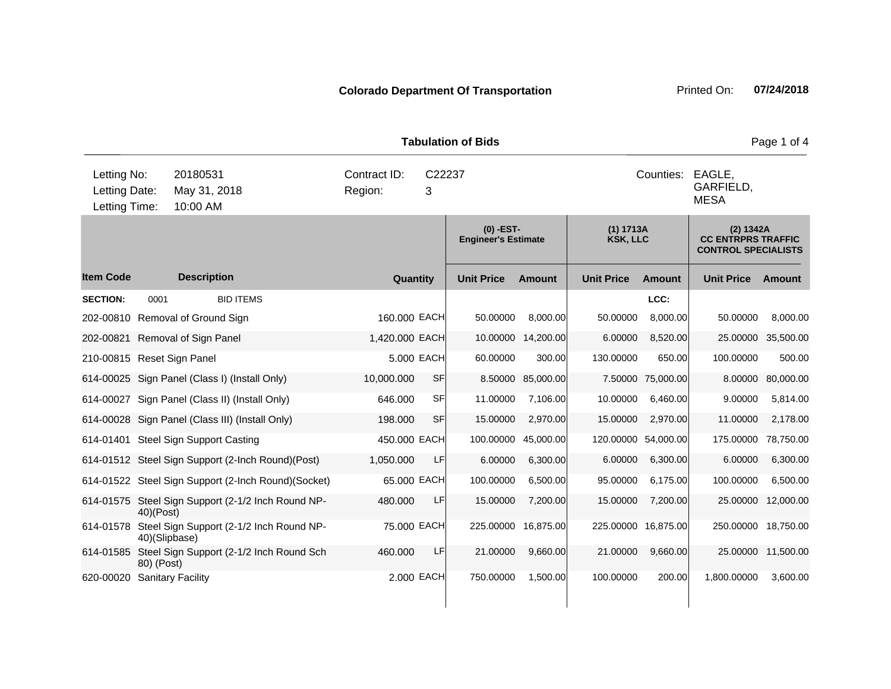**Colorado Department Of Transportation** Printed On: **07/24/2018**

## Tabulation of Bids

| | | | |
|---|---|---|---|
| Letting No: | 20180531 | Contract ID: | C22237 |
| Letting Date: | May 31, 2018 | Region: | 3 |
| Letting Time: | 10:00 AM | Counties: | EAGLE, GARFIELD, MESA |

| | | | | (0) -EST- Engineer's Estimate | | (1) 1713A KSK, LLC | | (2) 1342A CC ENTRPRS TRAFFIC CONTROL SPECIALISTS | |
|---|---|---|---|---|---|---|---|---|---|
| **Item Code** | **Description** | **Quantity** | | **Unit Price** | **Amount** | **Unit Price** | **Amount** | **Unit Price** | **Amount** |
| **SECTION:** | 0001 BID ITEMS | | | | | | LCC: | | |
| 202-00810 | Removal of Ground Sign | 160.000 | EACH | 50.00000 | 8,000.00 | 50.00000 | 8,000.00 | 50.00000 | 8,000.00 |
| 202-00821 | Removal of Sign Panel | 1,420.000 | EACH | 10.00000 | 14,200.00 | 6.00000 | 8,520.00 | 25.00000 | 35,500.00 |
| 210-00815 | Reset Sign Panel | 5.000 | EACH | 60.00000 | 300.00 | 130.00000 | 650.00 | 100.00000 | 500.00 |
| 614-00025 | Sign Panel (Class I) (Install Only) | 10,000.000 | SF | 8.50000 | 85,000.00 | 7.50000 | 75,000.00 | 8.00000 | 80,000.00 |
| 614-00027 | Sign Panel (Class II) (Install Only) | 646.000 | SF | 11.00000 | 7,106.00 | 10.00000 | 6,460.00 | 9.00000 | 5,814.00 |
| 614-00028 | Sign Panel (Class III) (Install Only) | 198.000 | SF | 15.00000 | 2,970.00 | 15.00000 | 2,970.00 | 11.00000 | 2,178.00 |
| 614-01401 | Steel Sign Support Casting | 450.000 | EACH | 100.00000 | 45,000.00 | 120.00000 | 54,000.00 | 175.00000 | 78,750.00 |
| 614-01512 | Steel Sign Support (2-Inch Round)(Post) | 1,050.000 | LF | 6.00000 | 6,300.00 | 6.00000 | 6,300.00 | 6.00000 | 6,300.00 |
| 614-01522 | Steel Sign Support (2-Inch Round)(Socket) | 65.000 | EACH | 100.00000 | 6,500.00 | 95.00000 | 6,175.00 | 100.00000 | 6,500.00 |
| 614-01575 | Steel Sign Support (2-1/2 Inch Round NP-40)(Post) | 480.000 | LF | 15.00000 | 7,200.00 | 15.00000 | 7,200.00 | 25.00000 | 12,000.00 |
| 614-01578 | Steel Sign Support (2-1/2 Inch Round NP-40)(Slipbase) | 75.000 | EACH | 225.00000 | 16,875.00 | 225.00000 | 16,875.00 | 250.00000 | 18,750.00 |
| 614-01585 | Steel Sign Support (2-1/2 Inch Round Sch 80) (Post) | 460.000 | LF | 21.00000 | 9,660.00 | 21.00000 | 9,660.00 | 25.00000 | 11,500.00 |
| 620-00020 | Sanitary Facility | 2.000 | EACH | 750.00000 | 1,500.00 | 100.00000 | 200.00 | 1,800.00000 | 3,600.00 |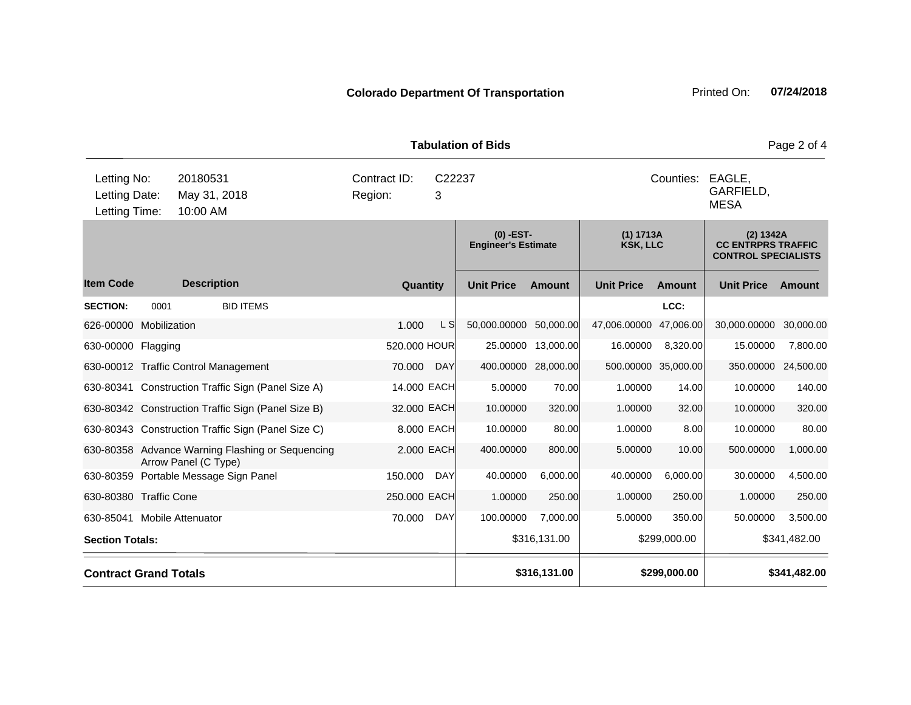**Colorado Department Of Transportation**

Printed On: **07/24/2018**

**Tabulation of Bids**

| | | | | | |
|---|---|---|---|---|---|
| Letting No: | 20180531 | Contract ID: | C22237 | Counties: | EAGLE, GARFIELD, MESA |
| Letting Date: | May 31, 2018 | Region: | 3 | | |
| Letting Time: | 10:00 AM | | | | |

| | | | | (0) -EST- Engineer's Estimate | | (1) 1713A KSK, LLC | | (2) 1342A CC ENTRPRS TRAFFIC CONTROL SPECIALISTS | |
|---|---|---|---|---|---|---|---|---|---|
| **Item Code** | **Description** | **Quantity** | | **Unit Price** | **Amount** | **Unit Price** | **Amount** | **Unit Price** | **Amount** |
| **SECTION:** 0001 | BID ITEMS | | | | | | LCC: | | |
| 626-00000 | Mobilization | 1.000 | L S | 50,000.00000 | 50,000.00 | 47,006.00000 | 47,006.00 | 30,000.00000 | 30,000.00 |
| 630-00000 | Flagging | 520.000 | HOUR | 25.00000 | 13,000.00 | 16.00000 | 8,320.00 | 15.00000 | 7,800.00 |
| 630-00012 | Traffic Control Management | 70.000 | DAY | 400.00000 | 28,000.00 | 500.00000 | 35,000.00 | 350.00000 | 24,500.00 |
| 630-80341 | Construction Traffic Sign (Panel Size A) | 14.000 | EACH | 5.00000 | 70.00 | 1.00000 | 14.00 | 10.00000 | 140.00 |
| 630-80342 | Construction Traffic Sign (Panel Size B) | 32.000 | EACH | 10.00000 | 320.00 | 1.00000 | 32.00 | 10.00000 | 320.00 |
| 630-80343 | Construction Traffic Sign (Panel Size C) | 8.000 | EACH | 10.00000 | 80.00 | 1.00000 | 8.00 | 10.00000 | 80.00 |
| 630-80358 | Advance Warning Flashing or Sequencing Arrow Panel (C Type) | 2.000 | EACH | 400.00000 | 800.00 | 5.00000 | 10.00 | 500.00000 | 1,000.00 |
| 630-80359 | Portable Message Sign Panel | 150.000 | DAY | 40.00000 | 6,000.00 | 40.00000 | 6,000.00 | 30.00000 | 4,500.00 |
| 630-80380 | Traffic Cone | 250.000 | EACH | 1.00000 | 250.00 | 1.00000 | 250.00 | 1.00000 | 250.00 |
| 630-85041 | Mobile Attenuator | 70.000 | DAY | 100.00000 | 7,000.00 | 5.00000 | 350.00 | 50.00000 | 3,500.00 |
| **Section Totals:** | | | | | $316,131.00 | | $299,000.00 | | $341,482.00 |
| **Contract Grand Totals** | | | | | **$316,131.00** | | **$299,000.00** | | **$341,482.00** |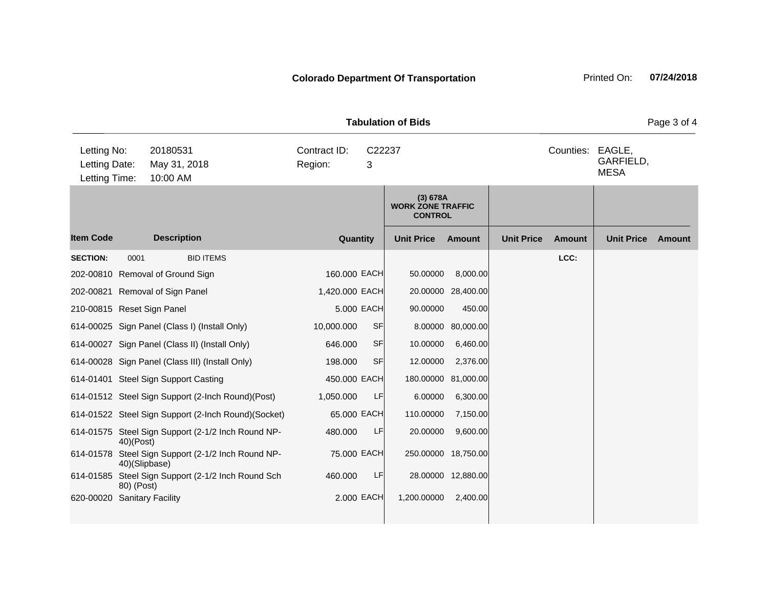**Colorado Department Of Transportation**

Printed On: **07/24/2018**

**Tabulation of Bids**

| | | | | |
|---|---|---|---|---|
| Letting No: | 20180531 | Contract ID: | C22237 | Counties: EAGLE, GARFIELD, MESA |
| Letting Date: | May 31, 2018 | Region: | 3 | |
| Letting Time: | 10:00 AM | | | |

| Item Code | Description | Quantity | | (3) 678A WORK ZONE TRAFFIC CONTROL | | | | | |
|---|---|---|---|---|---|---|---|---|---|
| | | | | Unit Price | Amount | Unit Price | Amount | Unit Price | Amount |
| **SECTION:** | 0001 BID ITEMS | | | | | | **LCC:** | | |
| 202-00810 | Removal of Ground Sign | 160.000 | EACH | 50.00000 | 8,000.00 | | | | |
| 202-00821 | Removal of Sign Panel | 1,420.000 | EACH | 20.00000 | 28,400.00 | | | | |
| 210-00815 | Reset Sign Panel | 5.000 | EACH | 90.00000 | 450.00 | | | | |
| 614-00025 | Sign Panel (Class I) (Install Only) | 10,000.000 | SF | 8.00000 | 80,000.00 | | | | |
| 614-00027 | Sign Panel (Class II) (Install Only) | 646.000 | SF | 10.00000 | 6,460.00 | | | | |
| 614-00028 | Sign Panel (Class III) (Install Only) | 198.000 | SF | 12.00000 | 2,376.00 | | | | |
| 614-01401 | Steel Sign Support Casting | 450.000 | EACH | 180.00000 | 81,000.00 | | | | |
| 614-01512 | Steel Sign Support (2-Inch Round)(Post) | 1,050.000 | LF | 6.00000 | 6,300.00 | | | | |
| 614-01522 | Steel Sign Support (2-Inch Round)(Socket) | 65.000 | EACH | 110.00000 | 7,150.00 | | | | |
| 614-01575 | Steel Sign Support (2-1/2 Inch Round NP-40)(Post) | 480.000 | LF | 20.00000 | 9,600.00 | | | | |
| 614-01578 | Steel Sign Support (2-1/2 Inch Round NP-40)(Slipbase) | 75.000 | EACH | 250.00000 | 18,750.00 | | | | |
| 614-01585 | Steel Sign Support (2-1/2 Inch Round Sch 80) (Post) | 460.000 | LF | 28.00000 | 12,880.00 | | | | |
| 620-00020 | Sanitary Facility | 2.000 | EACH | 1,200.00000 | 2,400.00 | | | | |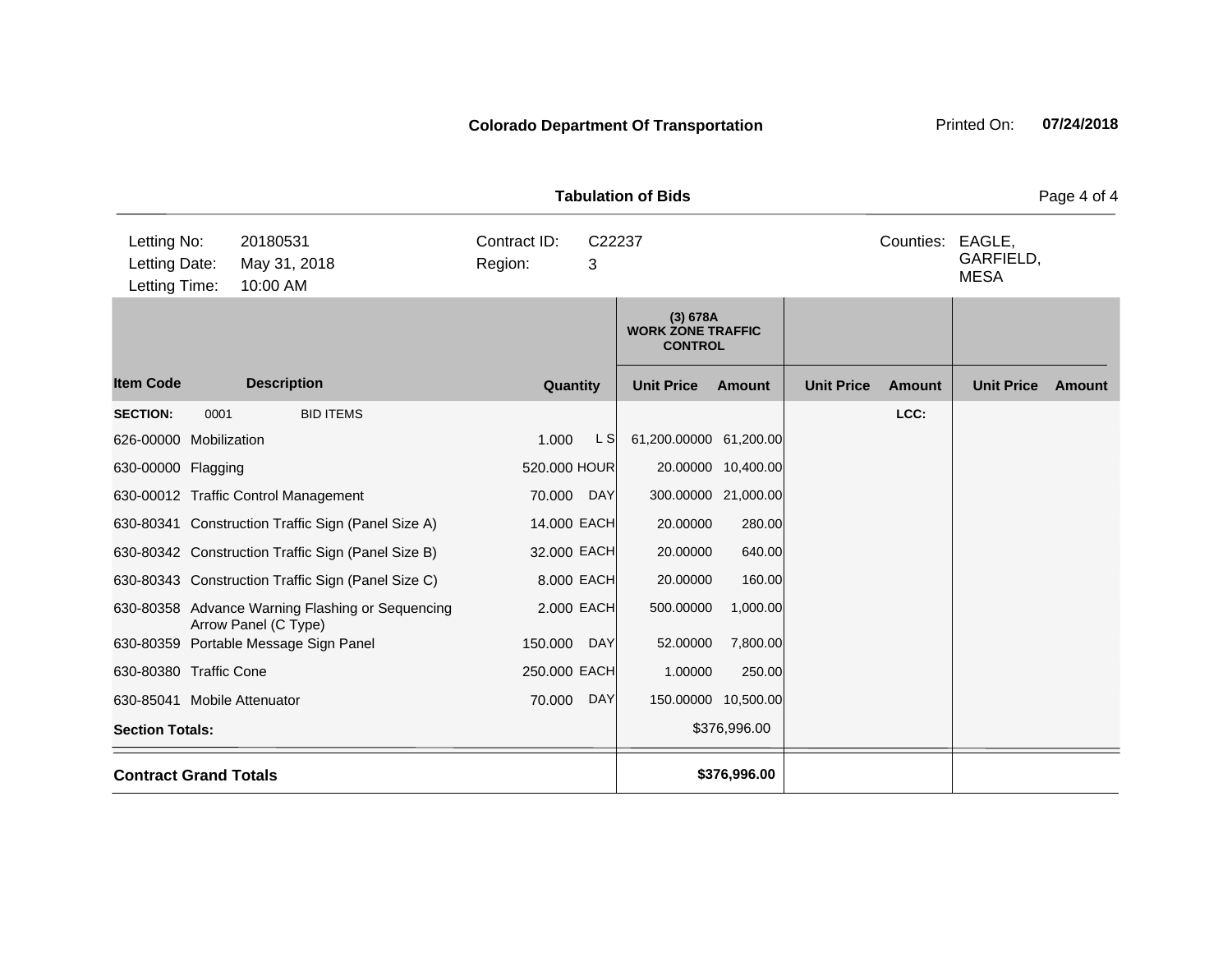**Colorado Department Of Transportation** Printed On: **07/24/2018**

**Tabulation of Bids**

| | | | |
|---|---|---|---|
| Letting No: | 20180531 | Contract ID: | C22237 |
| Letting Date: | May 31, 2018 | Region: | 3 |
| Letting Time: | 10:00 AM | | |

Counties: EAGLE, GARFIELD, MESA

| Item Code | Description | Quantity | | (3) 678A WORK ZONE TRAFFIC CONTROL Unit Price | Amount | Unit Price | Amount | Unit Price | Amount |
|---|---|---|---|---|---|---|---|---|---|
| **SECTION:** 0001 | BID ITEMS | | | | | | LCC: | | |
| 626-00000 | Mobilization | 1.000 | L S | 61,200.00000 | 61,200.00 | | | | |
| 630-00000 | Flagging | 520.000 | HOUR | 20.00000 | 10,400.00 | | | | |
| 630-00012 | Traffic Control Management | 70.000 | DAY | 300.00000 | 21,000.00 | | | | |
| 630-80341 | Construction Traffic Sign (Panel Size A) | 14.000 | EACH | 20.00000 | 280.00 | | | | |
| 630-80342 | Construction Traffic Sign (Panel Size B) | 32.000 | EACH | 20.00000 | 640.00 | | | | |
| 630-80343 | Construction Traffic Sign (Panel Size C) | 8.000 | EACH | 20.00000 | 160.00 | | | | |
| 630-80358 | Advance Warning Flashing or Sequencing Arrow Panel (C Type) | 2.000 | EACH | 500.00000 | 1,000.00 | | | | |
| 630-80359 | Portable Message Sign Panel | 150.000 | DAY | 52.00000 | 7,800.00 | | | | |
| 630-80380 | Traffic Cone | 250.000 | EACH | 1.00000 | 250.00 | | | | |
| 630-85041 | Mobile Attenuator | 70.000 | DAY | 150.00000 | 10,500.00 | | | | |
| **Section Totals:** | | | | | $376,996.00 | | | | |
| **Contract Grand Totals** | | | | | **$376,996.00** | | | | |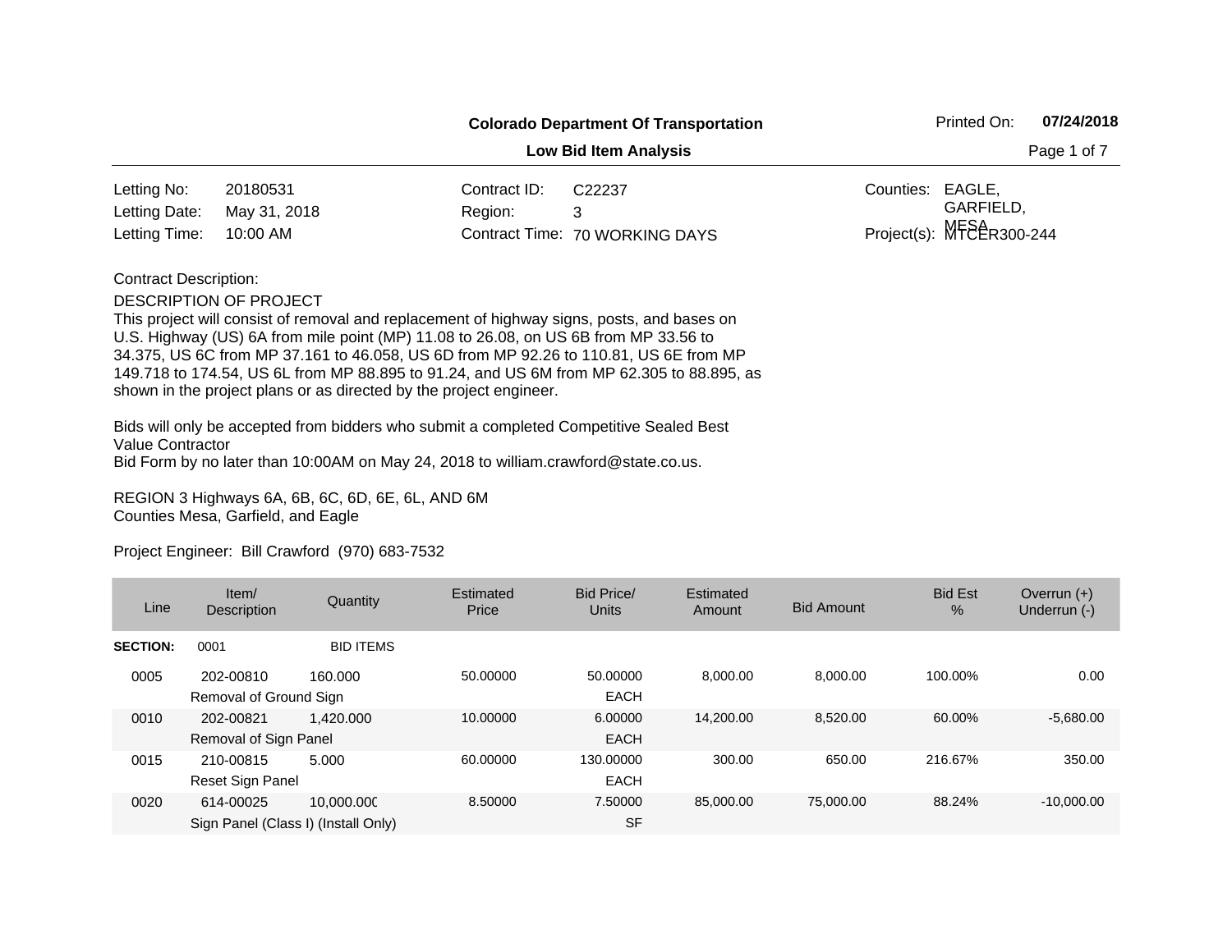**Colorado Department Of Transportation**

Printed On: **07/24/2018**

**Low Bid Item Analysis**

| | | | | | |
|---|---|---|---|---|---|
| Letting No: | 20180531 | Contract ID: | C22237 | Counties: | EAGLE, GARFIELD, MESA |
| Letting Date: | May 31, 2018 | Region: | 3 | | |
| Letting Time: | 10:00 AM | Contract Time: | 70 WORKING DAYS | Project(s): | MTCER300-244 |

Contract Description:

DESCRIPTION OF PROJECT
This project will consist of removal and replacement of highway signs, posts, and bases on U.S. Highway (US) 6A from mile point (MP) 11.08 to 26.08, on US 6B from MP 33.56 to 34.375, US 6C from MP 37.161 to 46.058, US 6D from MP 92.26 to 110.81, US 6E from MP 149.718 to 174.54, US 6L from MP 88.895 to 91.24, and US 6M from MP 62.305 to 88.895, as shown in the project plans or as directed by the project engineer.

Bids will only be accepted from bidders who submit a completed Competitive Sealed Best Value Contractor
Bid Form by no later than 10:00AM on May 24, 2018 to william.crawford@state.co.us.

REGION 3 Highways 6A, 6B, 6C, 6D, 6E, 6L, AND 6M
Counties Mesa, Garfield, and Eagle

Project Engineer: Bill Crawford (970) 683-7532

| Line | Item/ Description | Quantity | Estimated Price | Bid Price/ Units | Estimated Amount | Bid Amount | Bid Est % | Overrun (+) Underrun (-) |
|---|---|---|---|---|---|---|---|---|
| **SECTION:** | 0001 | BIID ITEMS | | | | | | |
| 0005 | 202-00810 Removal of Ground Sign | 160.000 | 50.00000 | 50.00000 EACH | 8,000.00 | 8,000.00 | 100.00% | 0.00 |
| 0010 | 202-00821 Removal of Sign Panel | 1,420.000 | 10.00000 | 6.00000 EACH | 14,200.00 | 8,520.00 | 60.00% | -5,680.00 |
| 0015 | 210-00815 Reset Sign Panel | 5.000 | 60.00000 | 130.00000 EACH | 300.00 | 650.00 | 216.67% | 350.00 |
| 0020 | 614-00025 Sign Panel (Class I) (Install Only) | 10,000.000 | 8.50000 | 7.50000 SF | 85,000.00 | 75,000.00 | 88.24% | -10,000.00 |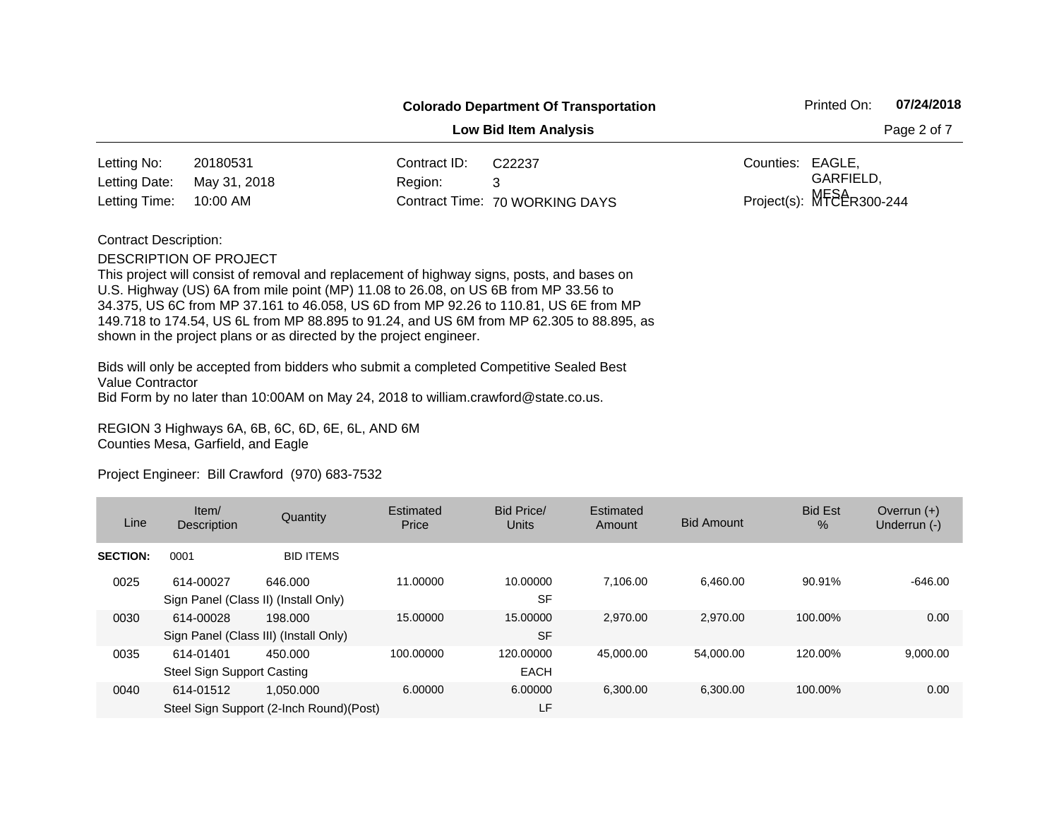**Colorado Department Of Transportation**

**Low Bid Item Analysis**

Printed On: **07/24/2018**

| | | | | | |
|---|---|---|---|---|---|
| Letting No: | 20180531 | Contract ID: | C22237 | Counties: | EAGLE, GARFIELD, MESA |
| Letting Date: | May 31, 2018 | Region: | 3 | | |
| Letting Time: | 10:00 AM | Contract Time: | 70 WORKING DAYS | Project(s): | MTCER300-244 |

Contract Description:

DESCRIPTION OF PROJECT
This project will consist of removal and replacement of highway signs, posts, and bases on U.S. Highway (US) 6A from mile point (MP) 11.08 to 26.08, on US 6B from MP 33.56 to 34.375, US 6C from MP 37.161 to 46.058, US 6D from MP 92.26 to 110.81, US 6E from MP 149.718 to 174.54, US 6L from MP 88.895 to 91.24, and US 6M from MP 62.305 to 88.895, as shown in the project plans or as directed by the project engineer.

Bids will only be accepted from bidders who submit a completed Competitive Sealed Best Value Contractor
Bid Form by no later than 10:00AM on May 24, 2018 to william.crawford@state.co.us.

REGION 3 Highways 6A, 6B, 6C, 6D, 6E, 6L, AND 6M
Counties Mesa, Garfield, and Eagle

Project Engineer: Bill Crawford (970) 683-7532

| Line | Item/ Description | Quantity | Estimated Price | Bid Price/ Units | Estimated Amount | Bid Amount | Bid Est % | Overrun (+) Underrun (-) |
|---|---|---|---|---|---|---|---|---|
| **SECTION:** | 0001 | BID ITEMS | | | | | | |
| 0025 | 614-00027 Sign Panel (Class II) (Install Only) | 646.000 | 11.00000 | 10.00000 SF | 7,106.00 | 6,460.00 | 90.91% | -646.00 |
| 0030 | 614-00028 Sign Panel (Class III) (Install Only) | 198.000 | 15.00000 | 15.00000 SF | 2,970.00 | 2,970.00 | 100.00% | 0.00 |
| 0035 | 614-01401 Steel Sign Support Casting | 450.000 | 100.00000 | 120.00000 EACH | 45,000.00 | 54,000.00 | 120.00% | 9,000.00 |
| 0040 | 614-01512 Steel Sign Support (2-Inch Round)(Post) | 1,050.000 | 6.00000 | 6.00000 LF | 6,300.00 | 6,300.00 | 100.00% | 0.00 |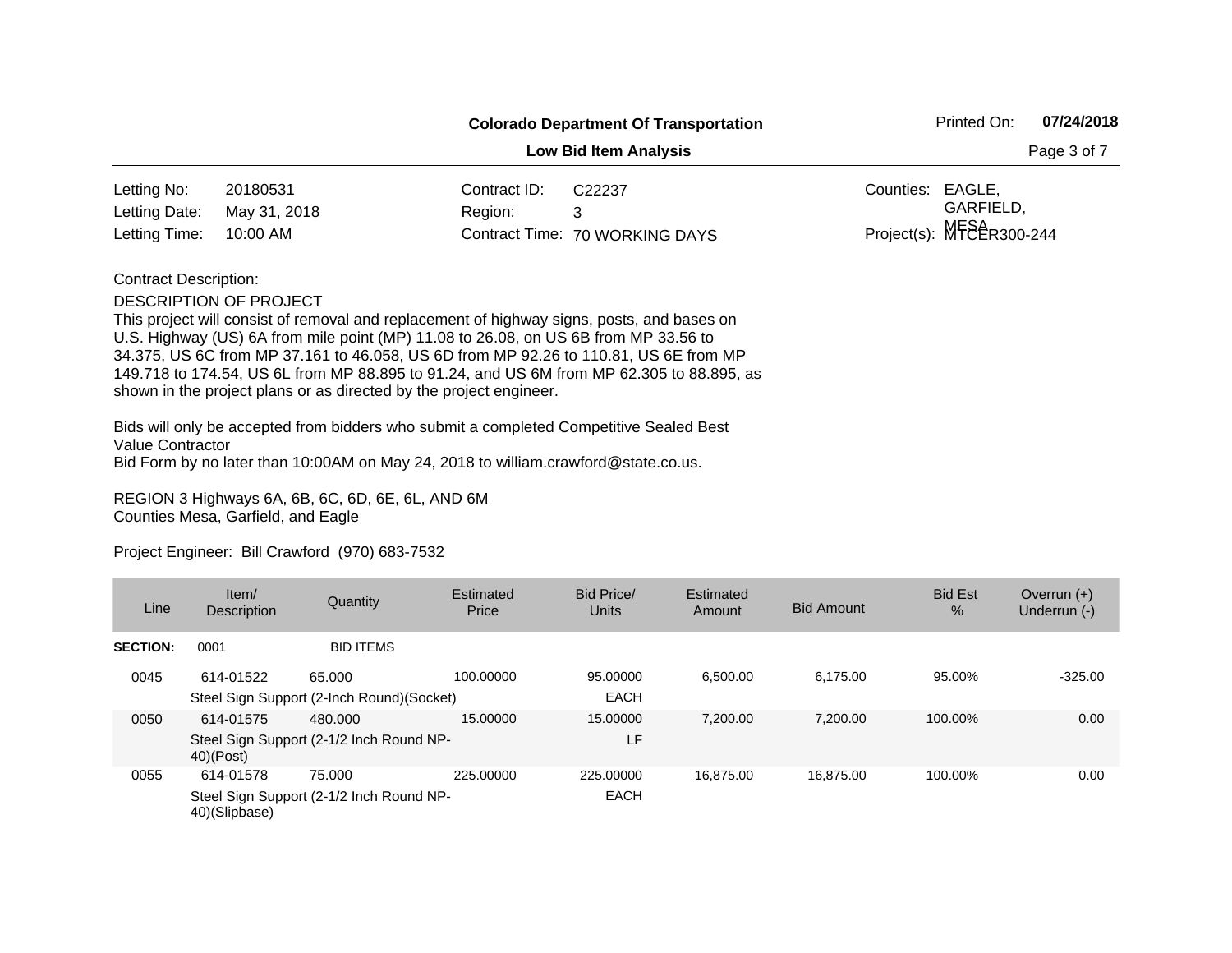**Colorado Department Of Transportation**

**Low Bid Item Analysis**

Printed On: **07/24/2018**

| | | | | | |
|---|---|---|---|---|---|
| Letting No: | 20180531 | Contract ID: | C22237 | Counties: | EAGLE, GARFIELD, MESA |
| Letting Date: | May 31, 2018 | Region: | 3 | | |
| Letting Time: | 10:00 AM | Contract Time: | 70 WORKING DAYS | Project(s): | MTCER300-244 |

Contract Description:

DESCRIPTION OF PROJECT
This project will consist of removal and replacement of highway signs, posts, and bases on U.S. Highway (US) 6A from mile point (MP) 11.08 to 26.08, on US 6B from MP 33.56 to 34.375, US 6C from MP 37.161 to 46.058, US 6D from MP 92.26 to 110.81, US 6E from MP 149.718 to 174.54, US 6L from MP 88.895 to 91.24, and US 6M from MP 62.305 to 88.895, as shown in the project plans or as directed by the project engineer.

Bids will only be accepted from bidders who submit a completed Competitive Sealed Best Value Contractor
Bid Form by no later than 10:00AM on May 24, 2018 to william.crawford@state.co.us.

REGION 3 Highways 6A, 6B, 6C, 6D, 6E, 6L, AND 6M
Counties Mesa, Garfield, and Eagle

Project Engineer: Bill Crawford (970) 683-7532

| Line | Item/ Description | Quantity | Estimated Price | Bid Price/ Units | Estimated Amount | Bid Amount | Bid Est % | Overrun (+) Underrun (-) |
|---|---|---|---|---|---|---|---|---|
| **SECTION:** | 0001 | BID ITEMS | | | | | | |
| 0045 | 614-01522 | 65.000 | 100.00000 | 95.00000 | 6,500.00 | 6,175.00 | 95.00% | -325.00 |
| | Steel Sign Support (2-Inch Round)(Socket) | | | EACH | | | | |
| 0050 | 614-01575 | 480.000 | 15.00000 | 15.00000 | 7,200.00 | 7,200.00 | 100.00% | 0.00 |
| | Steel Sign Support (2-1/2 Inch Round NP-40)(Post) | | | LF | | | | |
| 0055 | 614-01578 | 75.000 | 225.00000 | 225.00000 | 16,875.00 | 16,875.00 | 100.00% | 0.00 |
| | Steel Sign Support (2-1/2 Inch Round NP-40)(Slipbase) | | | EACH | | | | |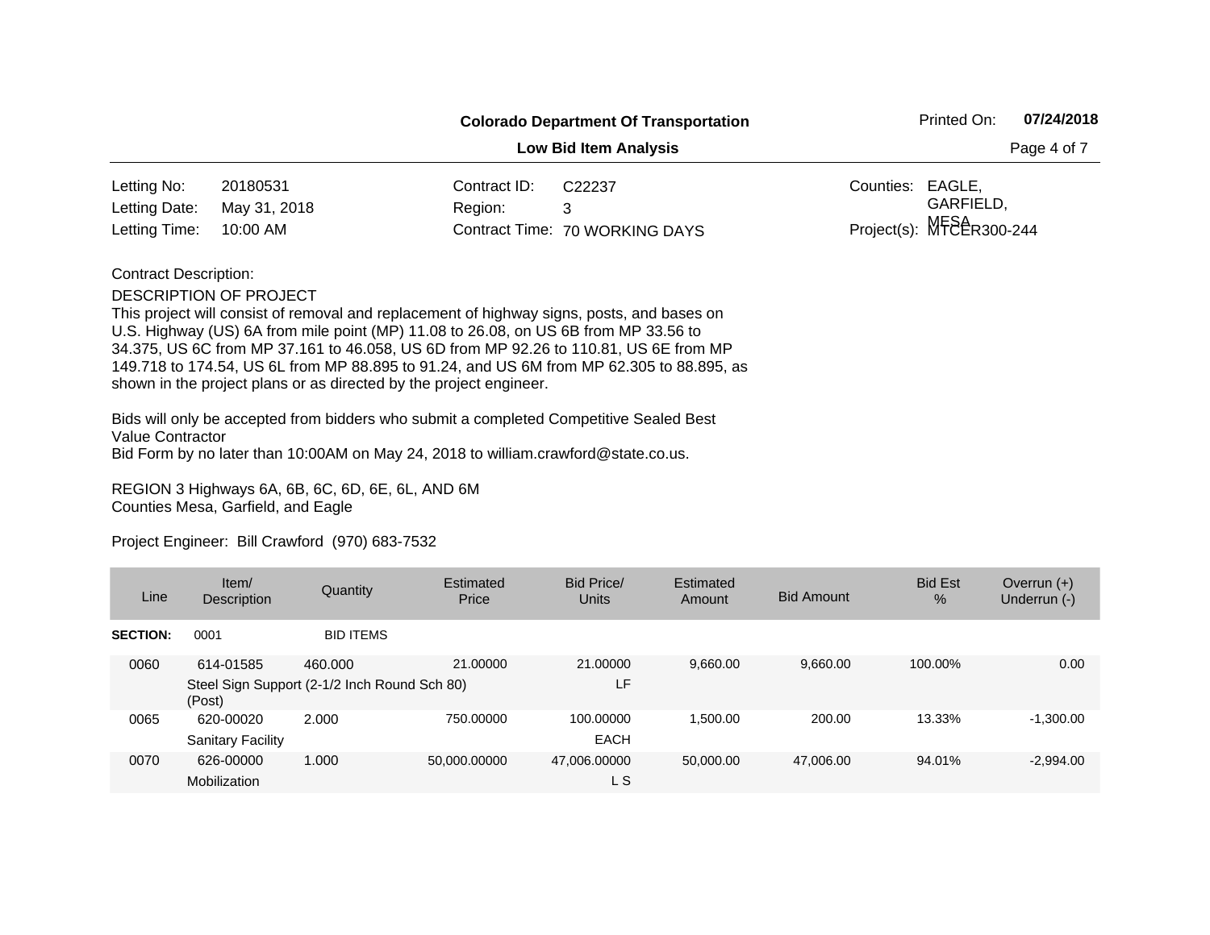**Colorado Department Of Transportation**

**Low Bid Item Analysis**

Printed On: **07/24/2018**

| | | | | | |
|---|---|---|---|---|---|
| Letting No: | 20180531 | Contract ID: | C22237 | Counties: | EAGLE, GARFIELD, MESA |
| Letting Date: | May 31, 2018 | Region: | 3 | | |
| Letting Time: | 10:00 AM | Contract Time: | 70 WORKING DAYS | Project(s): | MTCER300-244 |

Contract Description:

DESCRIPTION OF PROJECT
This project will consist of removal and replacement of highway signs, posts, and bases on U.S. Highway (US) 6A from mile point (MP) 11.08 to 26.08, on US 6B from MP 33.56 to 34.375, US 6C from MP 37.161 to 46.058, US 6D from MP 92.26 to 110.81, US 6E from MP 149.718 to 174.54, US 6L from MP 88.895 to 91.24, and US 6M from MP 62.305 to 88.895, as shown in the project plans or as directed by the project engineer.

Bids will only be accepted from bidders who submit a completed Competitive Sealed Best Value Contractor
Bid Form by no later than 10:00AM on May 24, 2018 to william.crawford@state.co.us.

REGION 3 Highways 6A, 6B, 6C, 6D, 6E, 6L, AND 6M
Counties Mesa, Garfield, and Eagle

Project Engineer: Bill Crawford (970) 683-7532

| Line | Item/ Description | Quantity | Estimated Price | Bid Price/ Units | Estimated Amount | Bid Amount | Bid Est % | Overrun (+) Underrun (-) |
|---|---|---|---|---|---|---|---|---|
| **SECTION:** | 0001 | BID ITEMS | | | | | | |
| 0060 | 614-01585 Steel Sign Support (2-1/2 Inch Round Sch 80) (Post) | 460.000 | 21.00000 | 21.00000 LF | 9,660.00 | 9,660.00 | 100.00% | 0.00 |
| 0065 | 620-00020 Sanitary Facility | 2.000 | 750.00000 | 100.00000 EACH | 1,500.00 | 200.00 | 13.33% | -1,300.00 |
| 0070 | 626-00000 Mobilization | 1.000 | 50,000.00000 | 47,006.00000 L S | 50,000.00 | 47,006.00 | 94.01% | -2,994.00 |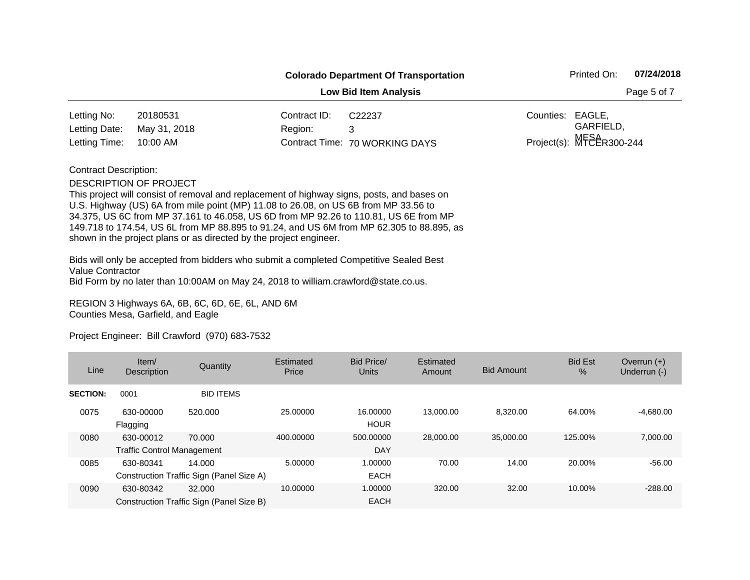**Colorado Department Of Transportation**

**Low Bid Item Analysis**

Printed On: **07/24/2018**

| | | | | | |
|---|---|---|---|---|---|
| Letting No: | 20180531 | Contract ID: | C22237 | Counties: | EAGLE, GARFIELD, MESA |
| Letting Date: | May 31, 2018 | Region: | 3 | | |
| Letting Time: | 10:00 AM | Contract Time: | 70 WORKING DAYS | Project(s): | MTCER300-244 |

Contract Description:

DESCRIPTION OF PROJECT
This project will consist of removal and replacement of highway signs, posts, and bases on U.S. Highway (US) 6A from mile point (MP) 11.08 to 26.08, on US 6B from MP 33.56 to 34.375, US 6C from MP 37.161 to 46.058, US 6D from MP 92.26 to 110.81, US 6E from MP 149.718 to 174.54, US 6L from MP 88.895 to 91.24, and US 6M from MP 62.305 to 88.895, as shown in the project plans or as directed by the project engineer.

Bids will only be accepted from bidders who submit a completed Competitive Sealed Best Value Contractor
Bid Form by no later than 10:00AM on May 24, 2018 to william.crawford@state.co.us.

REGION 3 Highways 6A, 6B, 6C, 6D, 6E, 6L, AND 6M
Counties Mesa, Garfield, and Eagle

Project Engineer: Bill Crawford (970) 683-7532

| Line | Item/ Description | Quantity | Estimated Price | Bid Price/ Units | Estimated Amount | Bid Amount | Bid Est % | Overrun (+) Underrun (-) |
|---|---|---|---|---|---|---|---|---|
| **SECTION:** | 0001 | BID ITEMS | | | | | | |
| 0075 | 630-00000 Flagging | 520.000 | 25.00000 | 16.00000 HOUR | 13,000.00 | 8,320.00 | 64.00% | -4,680.00 |
| 0080 | 630-00012 Traffic Control Management | 70.000 | 400.00000 | 500.00000 DAY | 28,000.00 | 35,000.00 | 125.00% | 7,000.00 |
| 0085 | 630-80341 Construction Traffic Sign (Panel Size A) | 14.000 | 5.00000 | 1.00000 EACH | 70.00 | 14.00 | 20.00% | -56.00 |
| 0090 | 630-80342 Construction Traffic Sign (Panel Size B) | 32.000 | 10.00000 | 1.00000 EACH | 320.00 | 32.00 | 10.00% | -288.00 |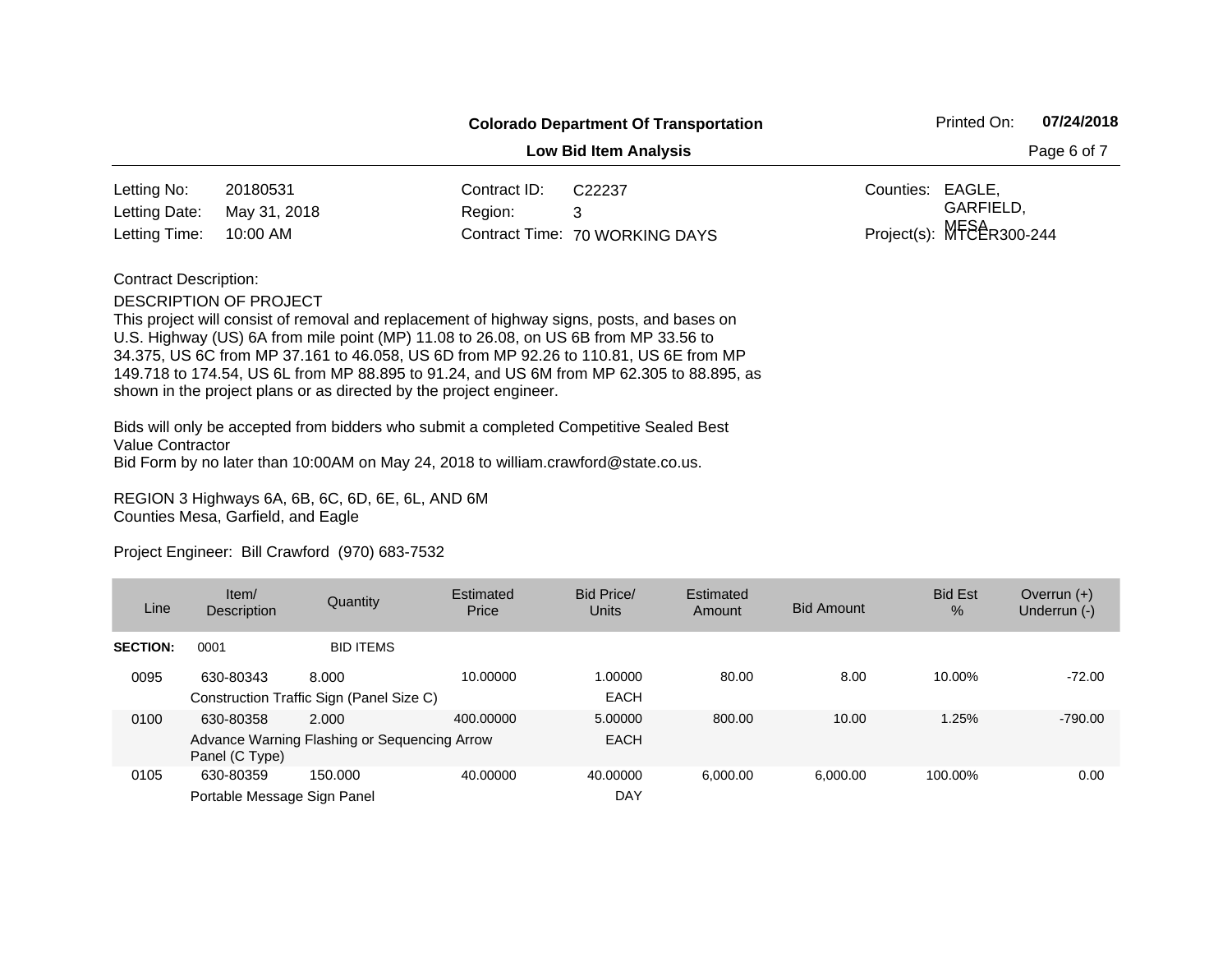**Colorado Department Of Transportation**

**Low Bid Item Analysis**

Printed On: **07/24/2018**

| | | | | | |
|---|---|---|---|---|---|
| Letting No: | 20180531 | Contract ID: | C22237 | Counties: | EAGLE, GARFIELD, MESA |
| Letting Date: | May 31, 2018 | Region: | 3 | | |
| Letting Time: | 10:00 AM | Contract Time: | 70 WORKING DAYS | Project(s): | MTCER300-244 |

Contract Description:

DESCRIPTION OF PROJECT
This project will consist of removal and replacement of highway signs, posts, and bases on U.S. Highway (US) 6A from mile point (MP) 11.08 to 26.08, on US 6B from MP 33.56 to 34.375, US 6C from MP 37.161 to 46.058, US 6D from MP 92.26 to 110.81, US 6E from MP 149.718 to 174.54, US 6L from MP 88.895 to 91.24, and US 6M from MP 62.305 to 88.895, as shown in the project plans or as directed by the project engineer.

Bids will only be accepted from bidders who submit a completed Competitive Sealed Best Value Contractor
Bid Form by no later than 10:00AM on May 24, 2018 to william.crawford@state.co.us.

REGION 3 Highways 6A, 6B, 6C, 6D, 6E, 6L, AND 6M
Counties Mesa, Garfield, and Eagle

Project Engineer: Bill Crawford (970) 683-7532

| Line | Item/ Description | Quantity | Estimated Price | Bid Price/ Units | Estimated Amount | Bid Amount | Bid Est % | Overrun (+) Underrun (-) |
|---|---|---|---|---|---|---|---|---|
| **SECTION:** | 0001 | BID ITEMS | | | | | | |
| 0095 | 630-80343 Construction Traffic Sign (Panel Size C) | 8.000 | 10.00000 | 1.00000 EACH | 80.00 | 8.00 | 10.00% | -72.00 |
| 0100 | 630-80358 Advance Warning Flashing or Sequencing Arrow Panel (C Type) | 2.000 | 400.00000 | 5.00000 EACH | 800.00 | 10.00 | 1.25% | -790.00 |
| 0105 | 630-80359 Portable Message Sign Panel | 150.000 | 40.00000 | 40.00000 DAY | 6,000.00 | 6,000.00 | 100.00% | 0.00 |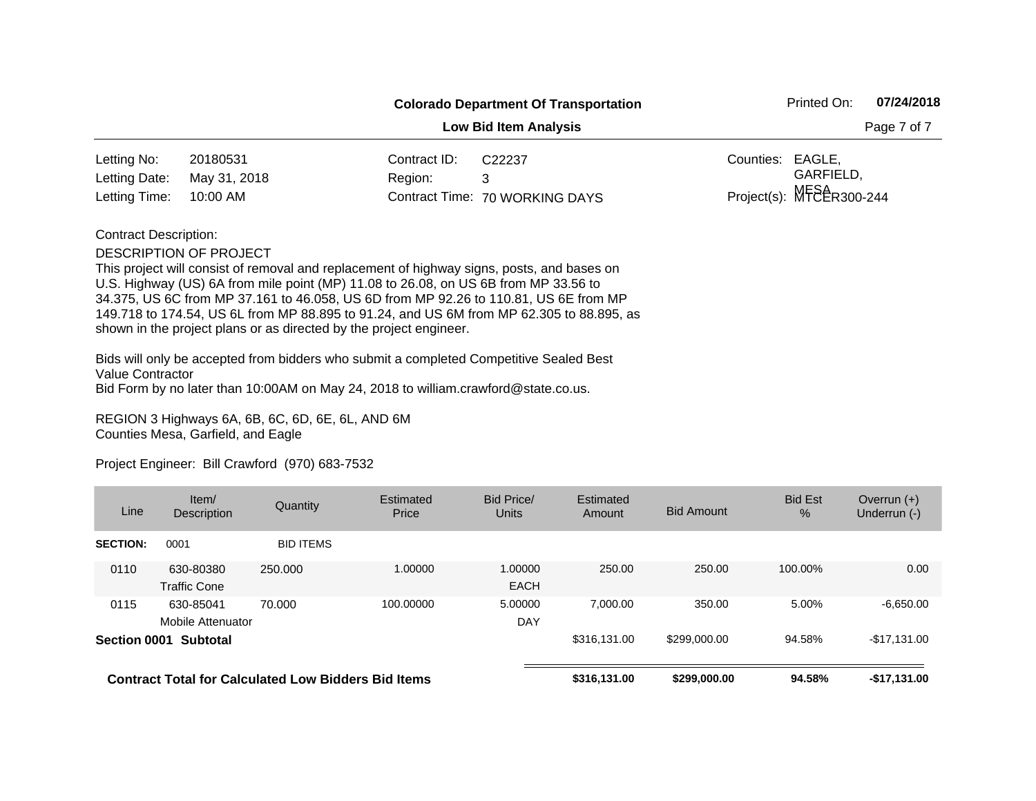**Colorado Department Of Transportation**

**Low Bid Item Analysis**

Printed On: **07/24/2018**

| | | | | | |
|---|---|---|---|---|---|
| Letting No: | 20180531 | Contract ID: | C22237 | Counties: | EAGLE, GARFIELD, MESA |
| Letting Date: | May 31, 2018 | Region: | 3 | | |
| Letting Time: | 10:00 AM | Contract Time: | 70 WORKING DAYS | Project(s): | MTCER300-244 |

Contract Description:

DESCRIPTION OF PROJECT
This project will consist of removal and replacement of highway signs, posts, and bases on U.S. Highway (US) 6A from mile point (MP) 11.08 to 26.08, on US 6B from MP 33.56 to 34.375, US 6C from MP 37.161 to 46.058, US 6D from MP 92.26 to 110.81, US 6E from MP 149.718 to 174.54, US 6L from MP 88.895 to 91.24, and US 6M from MP 62.305 to 88.895, as shown in the project plans or as directed by the project engineer.

Bids will only be accepted from bidders who submit a completed Competitive Sealed Best Value Contractor
Bid Form by no later than 10:00AM on May 24, 2018 to william.crawford@state.co.us.

REGION 3 Highways 6A, 6B, 6C, 6D, 6E, 6L, AND 6M
Counties Mesa, Garfield, and Eagle

Project Engineer: Bill Crawford (970) 683-7532

| Line | Item/ Description | Quantity | Estimated Price | Bid Price/ Units | Estimated Amount | Bid Amount | Bid Est % | Overrun (+) Underrun (-) |
|---|---|---|---|---|---|---|---|---|
| **SECTION:** | 0001 | BID ITEMS | | | | | | |
| 0110 | 630-80380 Traffic Cone | 250.000 | 1.00000 | 1.00000 EACH | 250.00 | 250.00 | 100.00% | 0.00 |
| 0115 | 630-85041 Mobile Attenuator | 70.000 | 100.00000 | 5.00000 DAY | 7,000.00 | 350.00 | 5.00% | -6,650.00 |
| **Section 0001 Subtotal** | | | | | $316,131.00 | $299,000.00 | 94.58% | -$17,131.00 |
| **Contract Total for Calculated Low Bidders Bid Items** | | | | | **$316,131.00** | **$299,000.00** | **94.58%** | **-$17,131.00** |